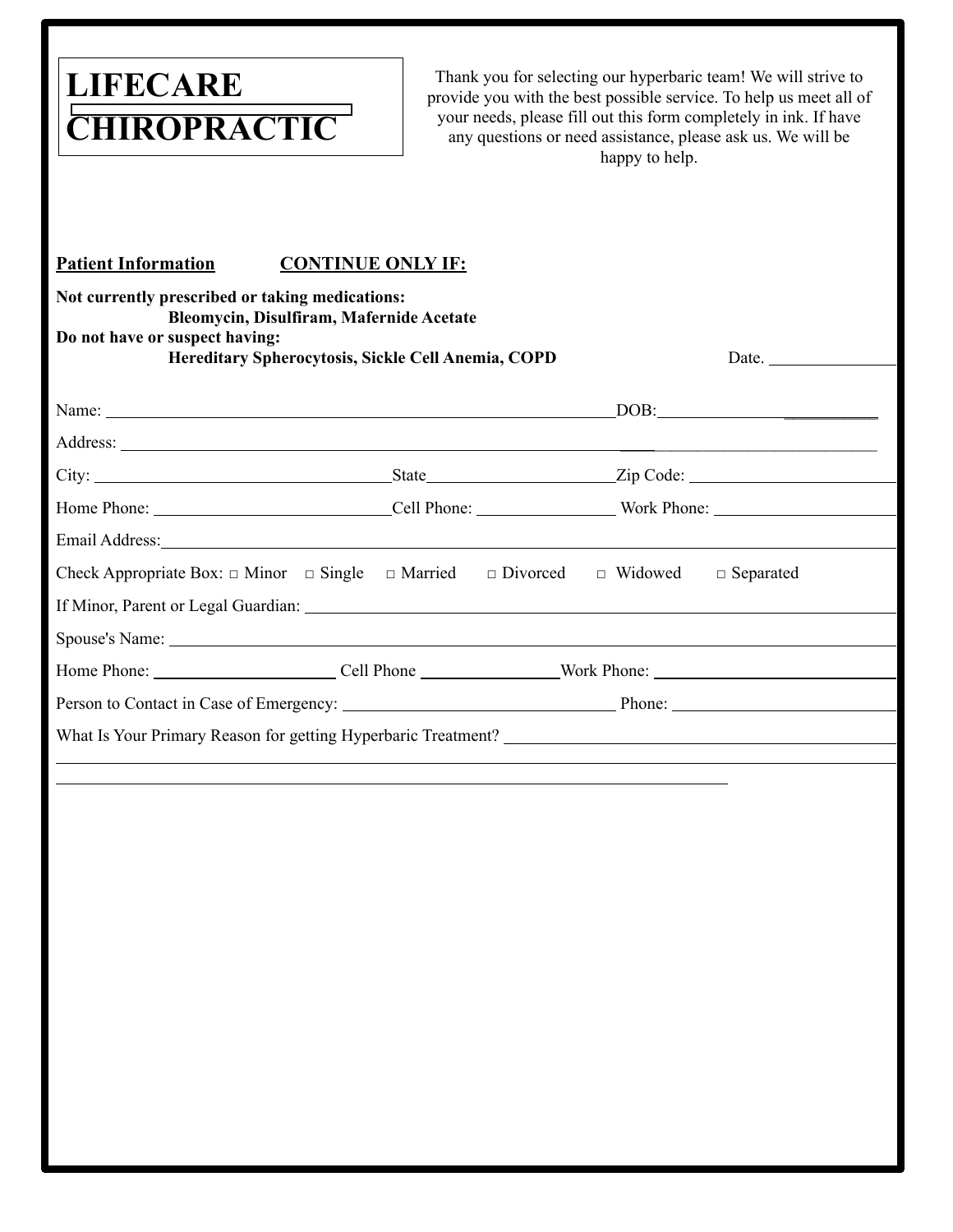# LIFECARE CHIROPRACTIC

Thank you for selecting our hyperbaric team! We will strive to provide you with the best possible service. To help us meet all of your needs, please fill out this form completely in ink. If have any questions or need assistance, please ask us. We will be happy to help.

**Patient Information** **CONTINUE ONLY IF:**

**Not currently prescribed or taking medications:**
**Bleomycin, Disulfiram, Mafernide Acetate**
**Do not have or suspect having:**
**Hereditary Spherocytosis, Sickle Cell Anemia, COPD**

Date. ________________

Name: ______________________________________________ DOB: ____________________

Address: ________________________________________________________________

City: ____________________ State ____________________ Zip Code: ____________________

Home Phone: ____________________ Cell Phone: ______________ Work Phone: ____________________

Email Address: ________________________________________________________________

Check Appropriate Box: □ Minor □ Single □ Married □ Divorced □ Widowed □ Separated

If Minor, Parent or Legal Guardian: ________________________________________________

Spouse's Name: ________________________________________________________________

Home Phone: ____________________ Cell Phone ______________ Work Phone: ____________________

Person to Contact in Case of Emergency: ____________________________ Phone: ____________________

What Is Your Primary Reason for getting Hyperbaric Treatment? ________________________________

________________________________________________________________________________

________________________________________________________________________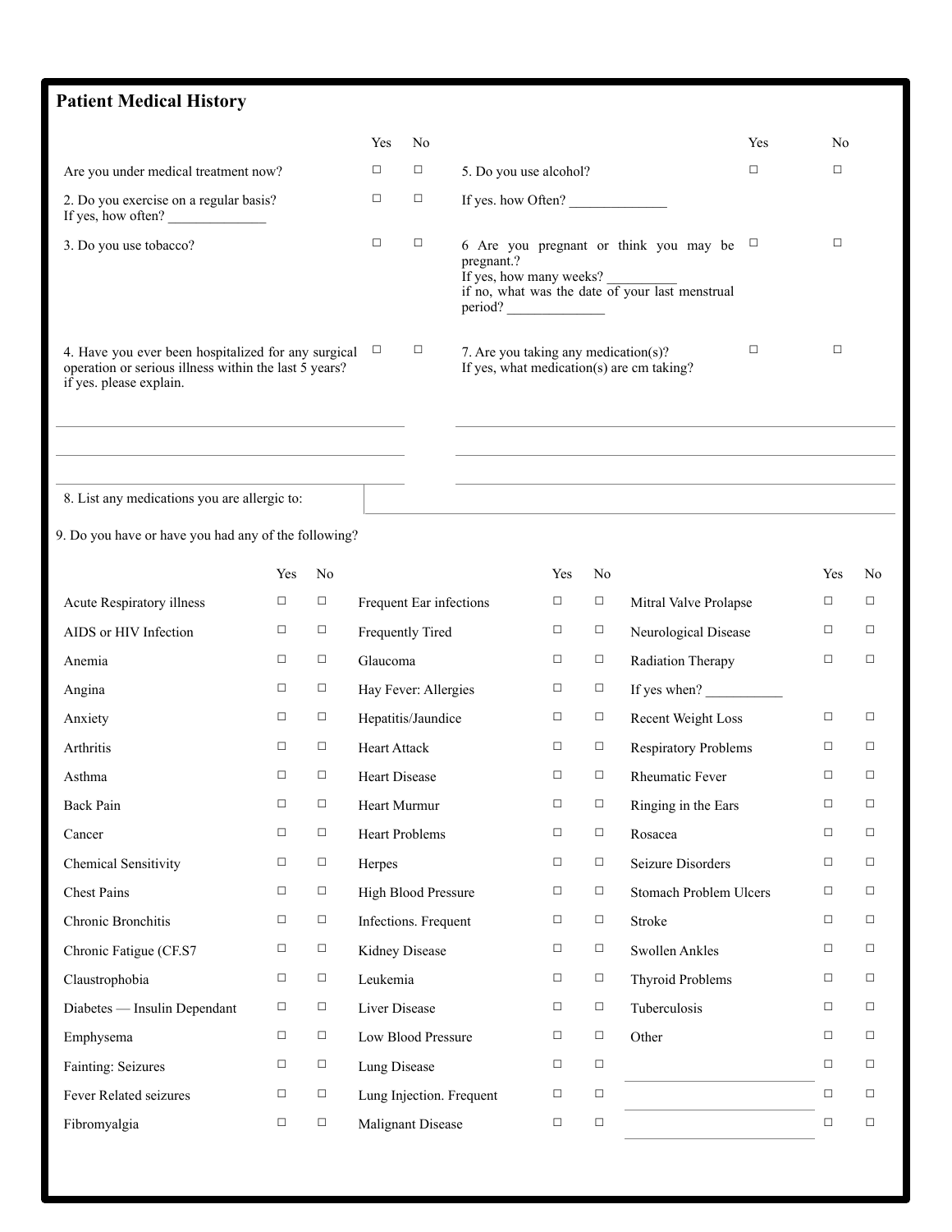## Patient Medical History

| | Yes | No | | Yes | No |
|---|---|---|---|---|---|
| Are you under medical treatment now? | ☐ | ☐ | 5. Do you use alcohol? | ☐ | ☐ |
| 2. Do you exercise on a regular basis? If yes, how often? ______________ | ☐ | ☐ | If yes. how Often? ______________ | | |
| 3. Do you use tobacco? | ☐ | ☐ | 6 Are you pregnant or think you may be pregnant.? If yes, how many weeks? __________ if no, what was the date of your last menstrual period? ______________ | ☐ | ☐ |
| 4. Have you ever been hospitalized for any surgical operation or serious illness within the last 5 years? if yes. please explain. | ☐ | ☐ | 7. Are you taking any medication(s)? If yes, what medication(s) are cm taking? | ☐ | ☐ |

8. List any medications you are allergic to:

9. Do you have or have you had any of the following?

| | Yes | No | | Yes | No | | Yes | No |
|---|---|---|---|---|---|---|---|---|
| Acute Respiratory illness | ☐ | ☐ | Frequent Ear infections | ☐ | ☐ | Mitral Valve Prolapse | ☐ | ☐ |
| AIDS or HIV Infection | ☐ | ☐ | Frequently Tired | ☐ | ☐ | Neurological Disease | ☐ | ☐ |
| Anemia | ☐ | ☐ | Glaucoma | ☐ | ☐ | Radiation Therapy | ☐ | ☐ |
| Angina | ☐ | ☐ | Hay Fever: Allergies | ☐ | ☐ | If yes when? ___________ | | |
| Anxiety | ☐ | ☐ | Hepatitis/Jaundice | ☐ | ☐ | Recent Weight Loss | ☐ | ☐ |
| Arthritis | ☐ | ☐ | Heart Attack | ☐ | ☐ | Respiratory Problems | ☐ | ☐ |
| Asthma | ☐ | ☐ | Heart Disease | ☐ | ☐ | Rheumatic Fever | ☐ | ☐ |
| Back Pain | ☐ | ☐ | Heart Murmur | ☐ | ☐ | Ringing in the Ears | ☐ | ☐ |
| Cancer | ☐ | ☐ | Heart Problems | ☐ | ☐ | Rosacea | ☐ | ☐ |
| Chemical Sensitivity | ☐ | ☐ | Herpes | ☐ | ☐ | Seizure Disorders | ☐ | ☐ |
| Chest Pains | ☐ | ☐ | High Blood Pressure | ☐ | ☐ | Stomach Problem Ulcers | ☐ | ☐ |
| Chronic Bronchitis | ☐ | ☐ | Infections. Frequent | ☐ | ☐ | Stroke | ☐ | ☐ |
| Chronic Fatigue (CF.S7 | ☐ | ☐ | Kidney Disease | ☐ | ☐ | Swollen Ankles | ☐ | ☐ |
| Claustrophobia | ☐ | ☐ | Leukemia | ☐ | ☐ | Thyroid Problems | ☐ | ☐ |
| Diabetes — Insulin Dependant | ☐ | ☐ | Liver Disease | ☐ | ☐ | Tuberculosis | ☐ | ☐ |
| Emphysema | ☐ | ☐ | Low Blood Pressure | ☐ | ☐ | Other | ☐ | ☐ |
| Fainting: Seizures | ☐ | ☐ | Lung Disease | ☐ | ☐ | ______________ | ☐ | ☐ |
| Fever Related seizures | ☐ | ☐ | Lung Injection. Frequent | ☐ | ☐ | ______________ | ☐ | ☐ |
| Fibromyalgia | ☐ | ☐ | Malignant Disease | ☐ | ☐ | ______________ | ☐ | ☐ |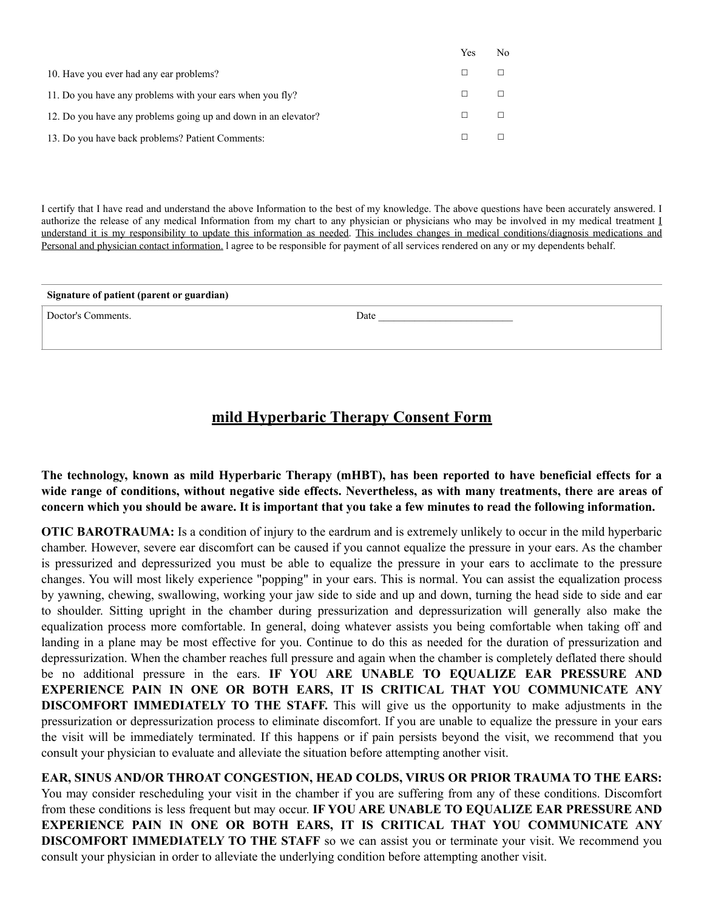| | Yes | No |
|---|---|---|
| 10. Have you ever had any ear problems? | ☐ | ☐ |
| 11. Do you have any problems with your ears when you fly? | ☐ | ☐ |
| 12. Do you have any problems going up and down in an elevator? | ☐ | ☐ |
| 13. Do you have back problems? Patient Comments: | ☐ | ☐ |

I certify that I have read and understand the above Information to the best of my knowledge. The above questions have been accurately answered. I authorize the release of any medical Information from my chart to any physician or physicians who may be involved in my medical treatment I understand it is my responsibility to update this information as needed. This includes changes in medical conditions/diagnosis medications and Personal and physician contact information. l agree to be responsible for payment of all services rendered on any or my dependents behalf.

**Signature of patient (parent or guardian)**

Doctor's Comments. Date ___________________________

## mild Hyperbaric Therapy Consent Form

**The technology, known as mild Hyperbaric Therapy (mHBT), has been reported to have beneficial effects for a wide range of conditions, without negative side effects. Nevertheless, as with many treatments, there are areas of concern which you should be aware. It is important that you take a few minutes to read the following information.**

**OTIC BAROTRAUMA:** Is a condition of injury to the eardrum and is extremely unlikely to occur in the mild hyperbaric chamber. However, severe ear discomfort can be caused if you cannot equalize the pressure in your ears. As the chamber is pressurized and depressurized you must be able to equalize the pressure in your ears to acclimate to the pressure changes. You will most likely experience "popping" in your ears. This is normal. You can assist the equalization process by yawning, chewing, swallowing, working your jaw side to side and up and down, turning the head side to side and ear to shoulder. Sitting upright in the chamber during pressurization and depressurization will generally also make the equalization process more comfortable. In general, doing whatever assists you being comfortable when taking off and landing in a plane may be most effective for you. Continue to do this as needed for the duration of pressurization and depressurization. When the chamber reaches full pressure and again when the chamber is completely deflated there should be no additional pressure in the ears. **IF YOU ARE UNABLE TO EQUALIZE EAR PRESSURE AND EXPERIENCE PAIN IN ONE OR BOTH EARS, IT IS CRITICAL THAT YOU COMMUNICATE ANY DISCOMFORT IMMEDIATELY TO THE STAFF.** This will give us the opportunity to make adjustments in the pressurization or depressurization process to eliminate discomfort. If you are unable to equalize the pressure in your ears the visit will be immediately terminated. If this happens or if pain persists beyond the visit, we recommend that you consult your physician to evaluate and alleviate the situation before attempting another visit.

**EAR, SINUS AND/OR THROAT CONGESTION, HEAD COLDS, VIRUS OR PRIOR TRAUMA TO THE EARS:** You may consider rescheduling your visit in the chamber if you are suffering from any of these conditions. Discomfort from these conditions is less frequent but may occur. **IF YOU ARE UNABLE TO EQUALIZE EAR PRESSURE AND EXPERIENCE PAIN IN ONE OR BOTH EARS, IT IS CRITICAL THAT YOU COMMUNICATE ANY DISCOMFORT IMMEDIATELY TO THE STAFF** so we can assist you or terminate your visit. We recommend you consult your physician in order to alleviate the underlying condition before attempting another visit.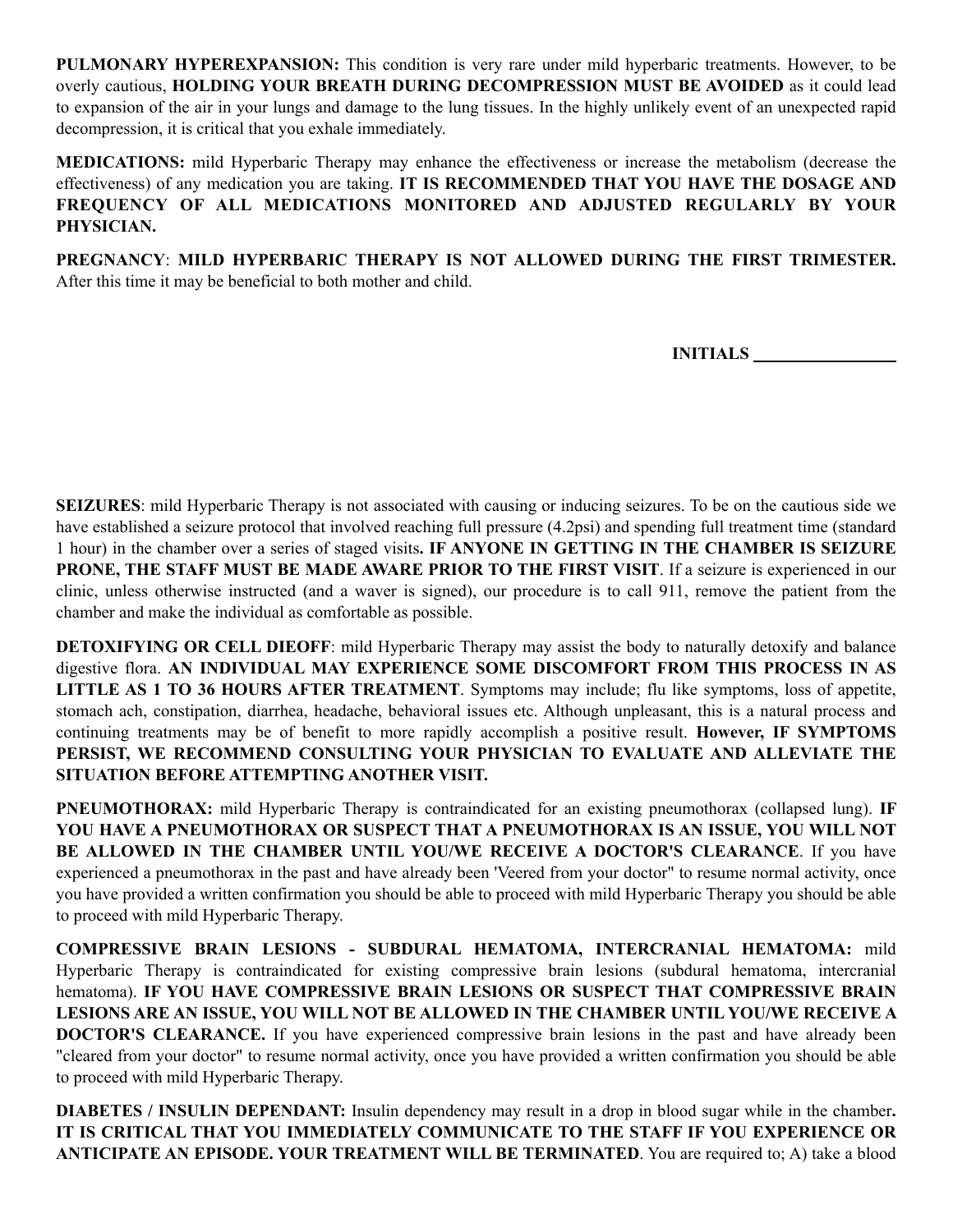**PULMONARY HYPEREXPANSION:** This condition is very rare under mild hyperbaric treatments. However, to be overly cautious, **HOLDING YOUR BREATH DURING DECOMPRESSION MUST BE AVOIDED** as it could lead to expansion of the air in your lungs and damage to the lung tissues. In the highly unlikely event of an unexpected rapid decompression, it is critical that you exhale immediately.

**MEDICATIONS:** mild Hyperbaric Therapy may enhance the effectiveness or increase the metabolism (decrease the effectiveness) of any medication you are taking. **IT IS RECOMMENDED THAT YOU HAVE THE DOSAGE AND FREQUENCY OF ALL MEDICATIONS MONITORED AND ADJUSTED REGULARLY BY YOUR PHYSICIAN.**

**PREGNANCY**: **MILD HYPERBARIC THERAPY IS NOT ALLOWED DURING THE FIRST TRIMESTER.** After this time it may be beneficial to both mother and child.

**INITIALS** ________________

**SEIZURES**: mild Hyperbaric Therapy is not associated with causing or inducing seizures. To be on the cautious side we have established a seizure protocol that involved reaching full pressure (4.2psi) and spending full treatment time (standard 1 hour) in the chamber over a series of staged visits**. IF ANYONE IN GETTING IN THE CHAMBER IS SEIZURE PRONE, THE STAFF MUST BE MADE AWARE PRIOR TO THE FIRST VISIT**. If a seizure is experienced in our clinic, unless otherwise instructed (and a waver is signed), our procedure is to call 911, remove the patient from the chamber and make the individual as comfortable as possible.

**DETOXIFYING OR CELL DIEOFF**: mild Hyperbaric Therapy may assist the body to naturally detoxify and balance digestive flora. **AN INDIVIDUAL MAY EXPERIENCE SOME DISCOMFORT FROM THIS PROCESS IN AS LITTLE AS 1 TO 36 HOURS AFTER TREATMENT**. Symptoms may include; flu like symptoms, loss of appetite, stomach ach, constipation, diarrhea, headache, behavioral issues etc. Although unpleasant, this is a natural process and continuing treatments may be of benefit to more rapidly accomplish a positive result. **However, IF SYMPTOMS PERSIST, WE RECOMMEND CONSULTING YOUR PHYSICIAN TO EVALUATE AND ALLEVIATE THE SITUATION BEFORE ATTEMPTING ANOTHER VISIT.**

**PNEUMOTHORAX:** mild Hyperbaric Therapy is contraindicated for an existing pneumothorax (collapsed lung). **IF YOU HAVE A PNEUMOTHORAX OR SUSPECT THAT A PNEUMOTHORAX IS AN ISSUE, YOU WILL NOT BE ALLOWED IN THE CHAMBER UNTIL YOU/WE RECEIVE A DOCTOR'S CLEARANCE**. If you have experienced a pneumothorax in the past and have already been 'Veered from your doctor" to resume normal activity, once you have provided a written confirmation you should be able to proceed with mild Hyperbaric Therapy you should be able to proceed with mild Hyperbaric Therapy.

**COMPRESSIVE BRAIN LESIONS - SUBDURAL HEMATOMA, INTERCRANIAL HEMATOMA:** mild Hyperbaric Therapy is contraindicated for existing compressive brain lesions (subdural hematoma, intercranial hematoma). **IF YOU HAVE COMPRESSIVE BRAIN LESIONS OR SUSPECT THAT COMPRESSIVE BRAIN LESIONS ARE AN ISSUE, YOU WILL NOT BE ALLOWED IN THE CHAMBER UNTIL YOU/WE RECEIVE A DOCTOR'S CLEARANCE.** If you have experienced compressive brain lesions in the past and have already been "cleared from your doctor" to resume normal activity, once you have provided a written confirmation you should be able to proceed with mild Hyperbaric Therapy.

**DIABETES / INSULIN DEPENDANT:** Insulin dependency may result in a drop in blood sugar while in the chamber**. IT IS CRITICAL THAT YOU IMMEDIATELY COMMUNICATE TO THE STAFF IF YOU EXPERIENCE OR ANTICIPATE AN EPISODE. YOUR TREATMENT WILL BE TERMINATED**. You are required to; A) take a blood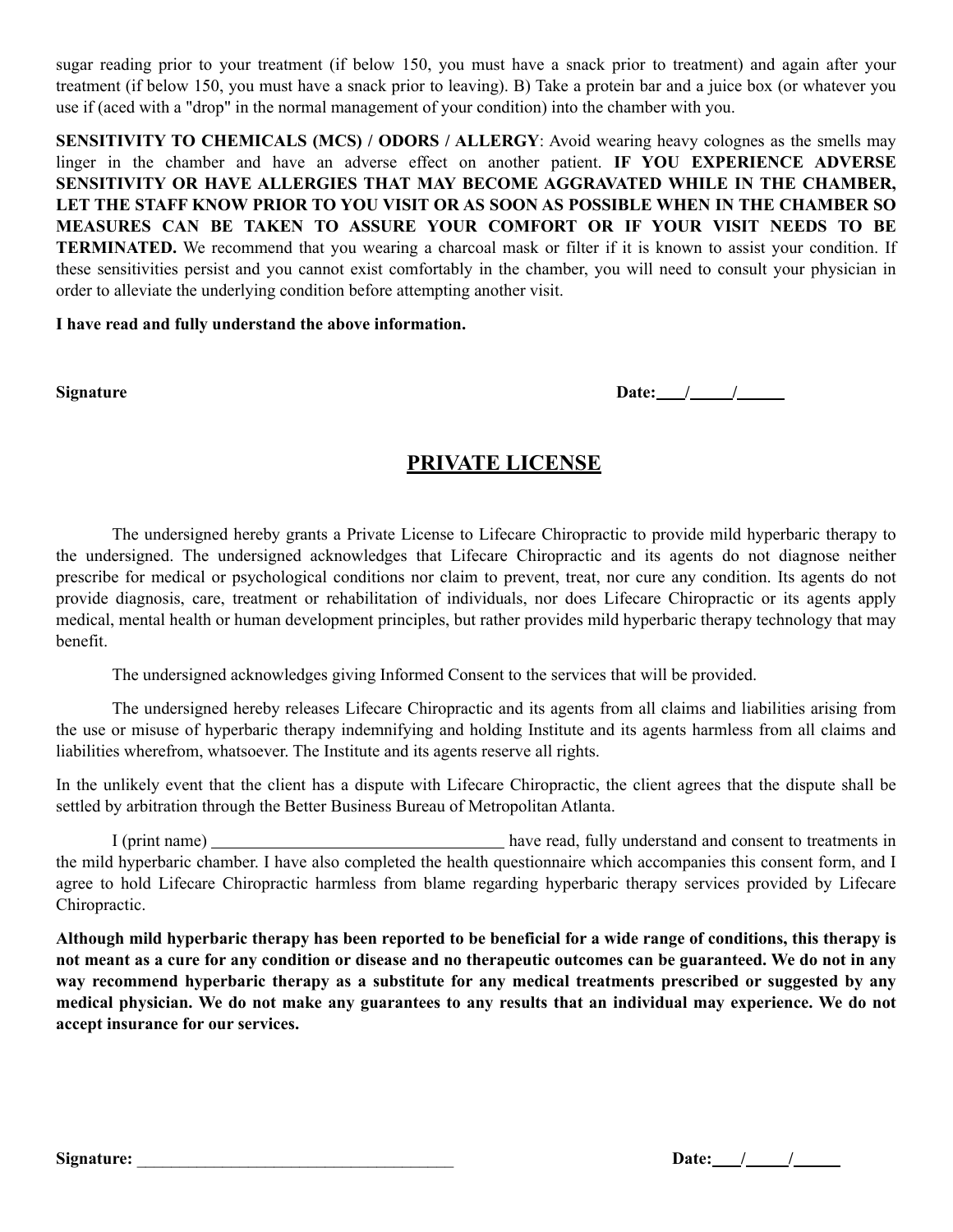sugar reading prior to your treatment (if below 150, you must have a snack prior to treatment) and again after your treatment (if below 150, you must have a snack prior to leaving). B) Take a protein bar and a juice box (or whatever you use if (aced with a "drop" in the normal management of your condition) into the chamber with you.

**SENSITIVITY TO CHEMICALS (MCS) / ODORS / ALLERGY**: Avoid wearing heavy colognes as the smells may linger in the chamber and have an adverse effect on another patient. **IF YOU EXPERIENCE ADVERSE SENSITIVITY OR HAVE ALLERGIES THAT MAY BECOME AGGRAVATED WHILE IN THE CHAMBER, LET THE STAFF KNOW PRIOR TO YOU VISIT OR AS SOON AS POSSIBLE WHEN IN THE CHAMBER SO MEASURES CAN BE TAKEN TO ASSURE YOUR COMFORT OR IF YOUR VISIT NEEDS TO BE TERMINATED.** We recommend that you wearing a charcoal mask or filter if it is known to assist your condition. If these sensitivities persist and you cannot exist comfortably in the chamber, you will need to consult your physician in order to alleviate the underlying condition before attempting another visit.

**I have read and fully understand the above information.**

**Signature** **Date:\_\_\_/\_\_\_\_/\_\_\_\_\_**

## PRIVATE LICENSE

The undersigned hereby grants a Private License to Lifecare Chiropractic to provide mild hyperbaric therapy to the undersigned. The undersigned acknowledges that Lifecare Chiropractic and its agents do not diagnose neither prescribe for medical or psychological conditions nor claim to prevent, treat, nor cure any condition. Its agents do not provide diagnosis, care, treatment or rehabilitation of individuals, nor does Lifecare Chiropractic or its agents apply medical, mental health or human development principles, but rather provides mild hyperbaric therapy technology that may benefit.

The undersigned acknowledges giving Informed Consent to the services that will be provided.

The undersigned hereby releases Lifecare Chiropractic and its agents from all claims and liabilities arising from the use or misuse of hyperbaric therapy indemnifying and holding Institute and its agents harmless from all claims and liabilities wherefrom, whatsoever. The Institute and its agents reserve all rights.

In the unlikely event that the client has a dispute with Lifecare Chiropractic, the client agrees that the dispute shall be settled by arbitration through the Better Business Bureau of Metropolitan Atlanta.

I (print name) \_\_\_\_\_\_\_\_\_\_\_\_\_\_\_\_\_\_\_\_\_\_\_\_\_\_\_\_\_\_\_\_\_\_ have read, fully understand and consent to treatments in the mild hyperbaric chamber. I have also completed the health questionnaire which accompanies this consent form, and I agree to hold Lifecare Chiropractic harmless from blame regarding hyperbaric therapy services provided by Lifecare Chiropractic.

**Although mild hyperbaric therapy has been reported to be beneficial for a wide range of conditions, this therapy is not meant as a cure for any condition or disease and no therapeutic outcomes can be guaranteed. We do not in any way recommend hyperbaric therapy as a substitute for any medical treatments prescribed or suggested by any medical physician. We do not make any guarantees to any results that an individual may experience. We do not accept insurance for our services.**

**Signature:** \_\_\_\_\_\_\_\_\_\_\_\_\_\_\_\_\_\_\_\_\_\_\_\_\_\_\_\_\_\_\_\_\_\_\_\_\_\_\_ **Date:\_\_\_/\_\_\_\_/\_\_\_\_\_**